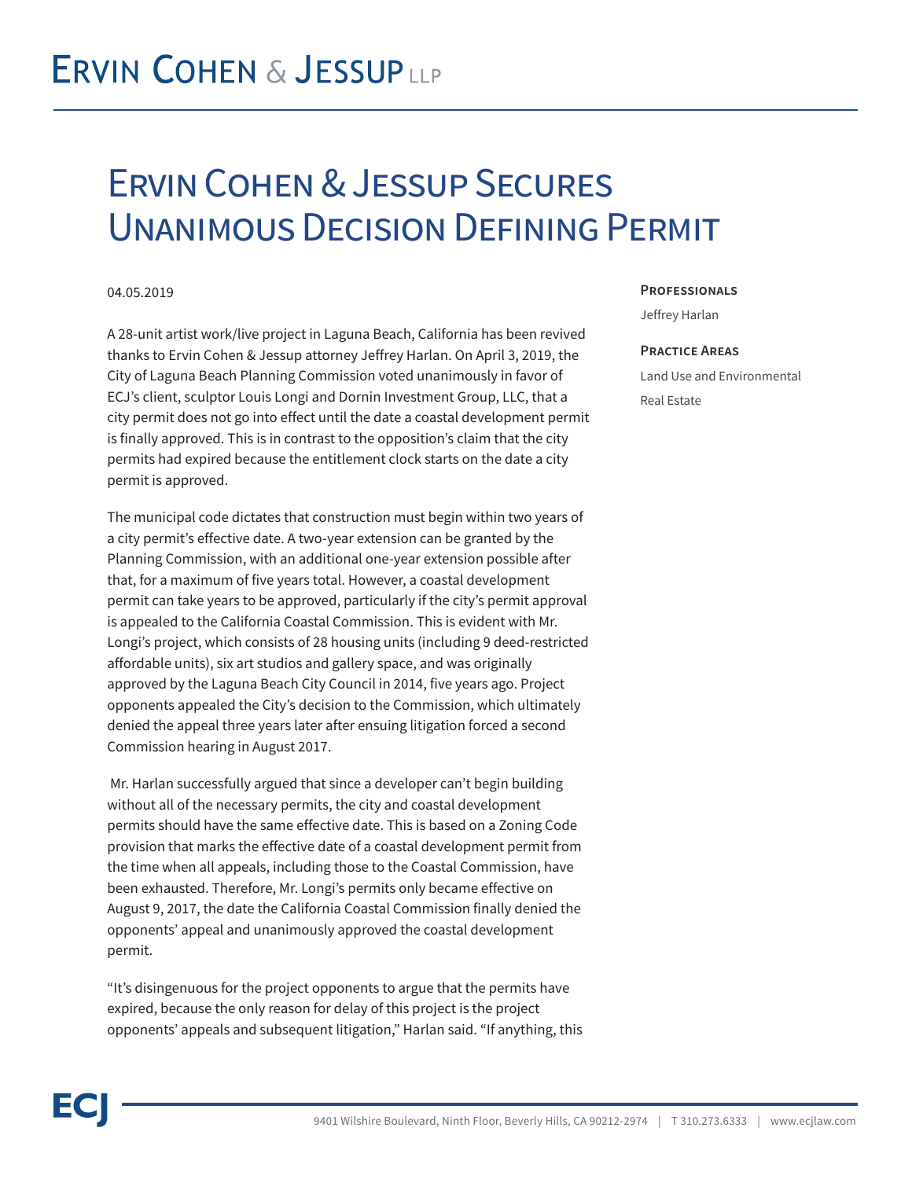# Ervin Cohen & Jessup Secures Unanimous Decision Defining Permit

04.05.2019

**Professionals**

Jeffrey Harlan

**Practice Areas**

Land Use and Environmental

Real Estate

A 28-unit artist work/live project in Laguna Beach, California has been revived thanks to Ervin Cohen & Jessup attorney Jeffrey Harlan. On April 3, 2019, the City of Laguna Beach Planning Commission voted unanimously in favor of ECJ's client, sculptor Louis Longi and Dornin Investment Group, LLC, that a city permit does not go into effect until the date a coastal development permit is finally approved. This is in contrast to the opposition's claim that the city permits had expired because the entitlement clock starts on the date a city permit is approved.

The municipal code dictates that construction must begin within two years of a city permit's effective date. A two-year extension can be granted by the Planning Commission, with an additional one-year extension possible after that, for a maximum of five years total. However, a coastal development permit can take years to be approved, particularly if the city's permit approval is appealed to the California Coastal Commission. This is evident with Mr. Longi's project, which consists of 28 housing units (including 9 deed-restricted affordable units), six art studios and gallery space, and was originally approved by the Laguna Beach City Council in 2014, five years ago. Project opponents appealed the City's decision to the Commission, which ultimately denied the appeal three years later after ensuing litigation forced a second Commission hearing in August 2017.

Mr. Harlan successfully argued that since a developer can't begin building without all of the necessary permits, the city and coastal development permits should have the same effective date. This is based on a Zoning Code provision that marks the effective date of a coastal development permit from the time when all appeals, including those to the Coastal Commission, have been exhausted. Therefore, Mr. Longi's permits only became effective on August 9, 2017, the date the California Coastal Commission finally denied the opponents' appeal and unanimously approved the coastal development permit.

"It's disingenuous for the project opponents to argue that the permits have expired, because the only reason for delay of this project is the project opponents' appeals and subsequent litigation," Harlan said. "If anything, this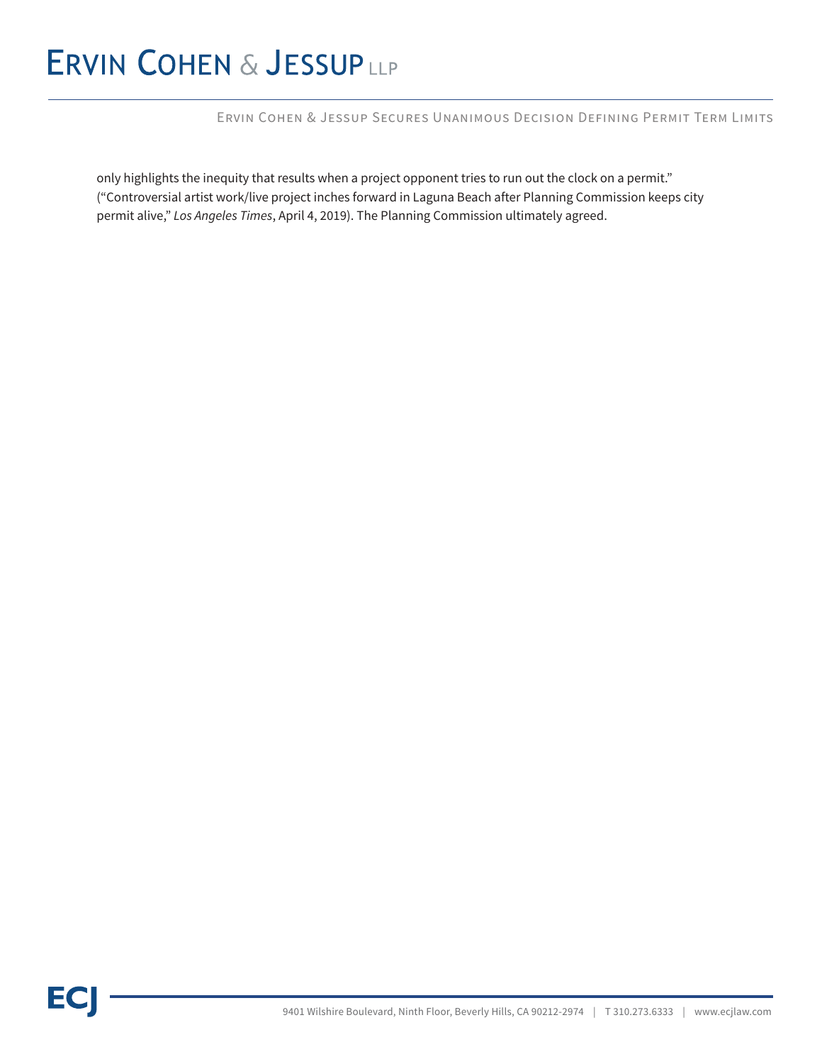only highlights the inequity that results when a project opponent tries to run out the clock on a permit." ("Controversial artist work/live project inches forward in Laguna Beach after Planning Commission keeps city permit alive," *Los Angeles Times*, April 4, 2019). The Planning Commission ultimately agreed.